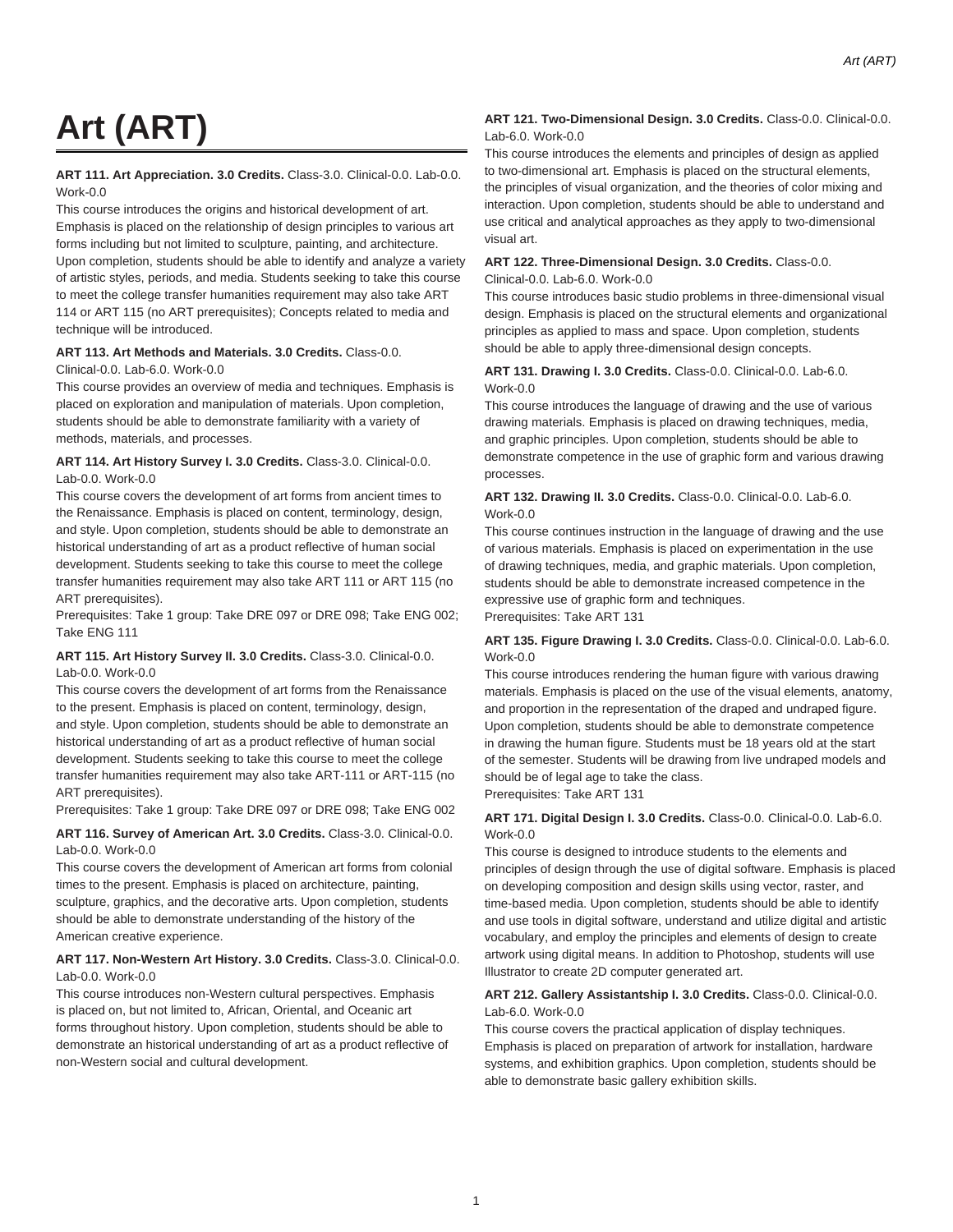# Art (ART)

**ART 111. Art Appreciation. 3.0 Credits.** Class-3.0. Clinical-0.0. Lab-0.0. Work-0.0

This course introduces the origins and historical development of art. Emphasis is placed on the relationship of design principles to various art forms including but not limited to sculpture, painting, and architecture. Upon completion, students should be able to identify and analyze a variety of artistic styles, periods, and media. Students seeking to take this course to meet the college transfer humanities requirement may also take ART 114 or ART 115 (no ART prerequisites); Concepts related to media and technique will be introduced.

**ART 113. Art Methods and Materials. 3.0 Credits.** Class-0.0. Clinical-0.0. Lab-6.0. Work-0.0

This course provides an overview of media and techniques. Emphasis is placed on exploration and manipulation of materials. Upon completion, students should be able to demonstrate familiarity with a variety of methods, materials, and processes.

**ART 114. Art History Survey I. 3.0 Credits.** Class-3.0. Clinical-0.0. Lab-0.0. Work-0.0

This course covers the development of art forms from ancient times to the Renaissance. Emphasis is placed on content, terminology, design, and style. Upon completion, students should be able to demonstrate an historical understanding of art as a product reflective of human social development. Students seeking to take this course to meet the college transfer humanities requirement may also take ART 111 or ART 115 (no ART prerequisites).

Prerequisites: Take 1 group: Take DRE 097 or DRE 098; Take ENG 002; Take ENG 111

**ART 115. Art History Survey II. 3.0 Credits.** Class-3.0. Clinical-0.0. Lab-0.0. Work-0.0

This course covers the development of art forms from the Renaissance to the present. Emphasis is placed on content, terminology, design, and style. Upon completion, students should be able to demonstrate an historical understanding of art as a product reflective of human social development. Students seeking to take this course to meet the college transfer humanities requirement may also take ART-111 or ART-115 (no ART prerequisites).

Prerequisites: Take 1 group: Take DRE 097 or DRE 098; Take ENG 002

**ART 116. Survey of American Art. 3.0 Credits.** Class-3.0. Clinical-0.0. Lab-0.0. Work-0.0

This course covers the development of American art forms from colonial times to the present. Emphasis is placed on architecture, painting, sculpture, graphics, and the decorative arts. Upon completion, students should be able to demonstrate understanding of the history of the American creative experience.

**ART 117. Non-Western Art History. 3.0 Credits.** Class-3.0. Clinical-0.0. Lab-0.0. Work-0.0

This course introduces non-Western cultural perspectives. Emphasis is placed on, but not limited to, African, Oriental, and Oceanic art forms throughout history. Upon completion, students should be able to demonstrate an historical understanding of art as a product reflective of non-Western social and cultural development.

**ART 121. Two-Dimensional Design. 3.0 Credits.** Class-0.0. Clinical-0.0. Lab-6.0. Work-0.0

This course introduces the elements and principles of design as applied to two-dimensional art. Emphasis is placed on the structural elements, the principles of visual organization, and the theories of color mixing and interaction. Upon completion, students should be able to understand and use critical and analytical approaches as they apply to two-dimensional visual art.

**ART 122. Three-Dimensional Design. 3.0 Credits.** Class-0.0. Clinical-0.0. Lab-6.0. Work-0.0

This course introduces basic studio problems in three-dimensional visual design. Emphasis is placed on the structural elements and organizational principles as applied to mass and space. Upon completion, students should be able to apply three-dimensional design concepts.

**ART 131. Drawing I. 3.0 Credits.** Class-0.0. Clinical-0.0. Lab-6.0. Work-0.0

This course introduces the language of drawing and the use of various drawing materials. Emphasis is placed on drawing techniques, media, and graphic principles. Upon completion, students should be able to demonstrate competence in the use of graphic form and various drawing processes.

**ART 132. Drawing II. 3.0 Credits.** Class-0.0. Clinical-0.0. Lab-6.0. Work-0.0

This course continues instruction in the language of drawing and the use of various materials. Emphasis is placed on experimentation in the use of drawing techniques, media, and graphic materials. Upon completion, students should be able to demonstrate increased competence in the expressive use of graphic form and techniques.

Prerequisites: Take ART 131

**ART 135. Figure Drawing I. 3.0 Credits.** Class-0.0. Clinical-0.0. Lab-6.0. Work-0.0

This course introduces rendering the human figure with various drawing materials. Emphasis is placed on the use of the visual elements, anatomy, and proportion in the representation of the draped and undraped figure. Upon completion, students should be able to demonstrate competence in drawing the human figure. Students must be 18 years old at the start of the semester. Students will be drawing from live undraped models and should be of legal age to take the class.

Prerequisites: Take ART 131

**ART 171. Digital Design I. 3.0 Credits.** Class-0.0. Clinical-0.0. Lab-6.0. Work-0.0

This course is designed to introduce students to the elements and principles of design through the use of digital software. Emphasis is placed on developing composition and design skills using vector, raster, and time-based media. Upon completion, students should be able to identify and use tools in digital software, understand and utilize digital and artistic vocabulary, and employ the principles and elements of design to create artwork using digital means. In addition to Photoshop, students will use Illustrator to create 2D computer generated art.

**ART 212. Gallery Assistantship I. 3.0 Credits.** Class-0.0. Clinical-0.0. Lab-6.0. Work-0.0

This course covers the practical application of display techniques. Emphasis is placed on preparation of artwork for installation, hardware systems, and exhibition graphics. Upon completion, students should be able to demonstrate basic gallery exhibition skills.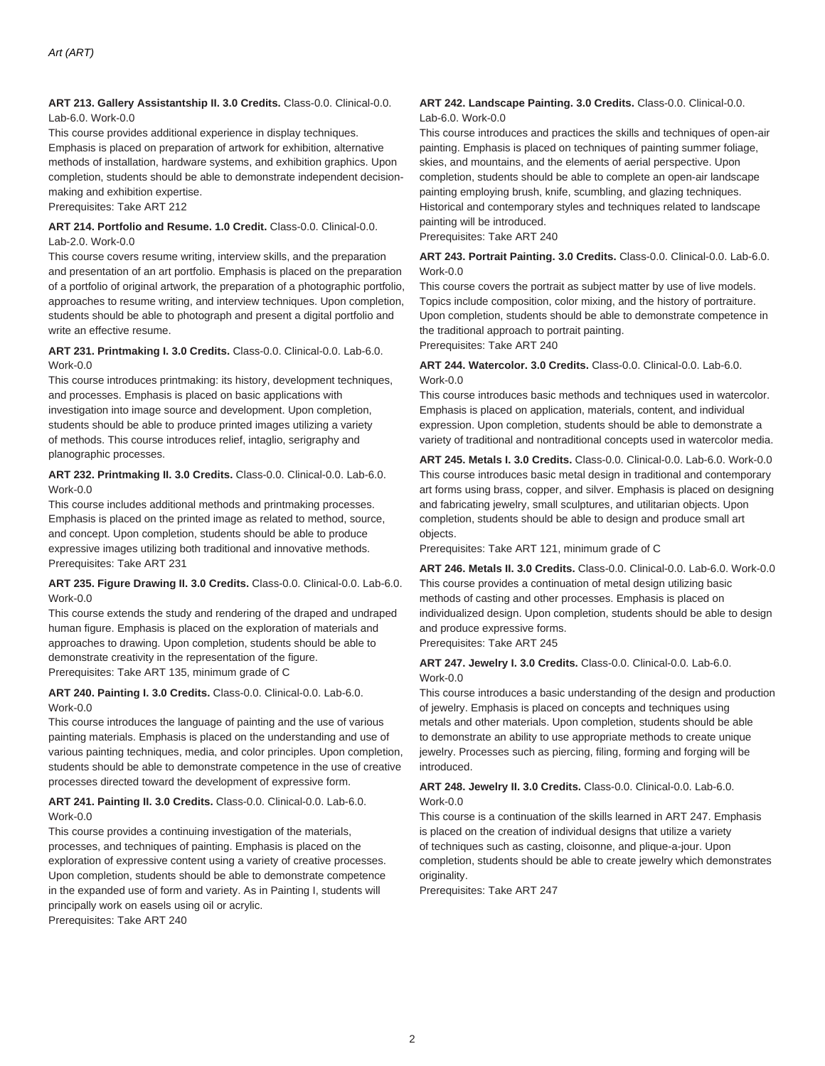**ART 213. Gallery Assistantship II. 3.0 Credits.** Class-0.0. Clinical-0.0. Lab-6.0. Work-0.0

This course provides additional experience in display techniques. Emphasis is placed on preparation of artwork for exhibition, alternative methods of installation, hardware systems, and exhibition graphics. Upon completion, students should be able to demonstrate independent decision-making and exhibition expertise.

Prerequisites: Take ART 212

**ART 214. Portfolio and Resume. 1.0 Credit.** Class-0.0. Clinical-0.0. Lab-2.0. Work-0.0

This course covers resume writing, interview skills, and the preparation and presentation of an art portfolio. Emphasis is placed on the preparation of a portfolio of original artwork, the preparation of a photographic portfolio, approaches to resume writing, and interview techniques. Upon completion, students should be able to photograph and present a digital portfolio and write an effective resume.

**ART 231. Printmaking I. 3.0 Credits.** Class-0.0. Clinical-0.0. Lab-6.0. Work-0.0

This course introduces printmaking: its history, development techniques, and processes. Emphasis is placed on basic applications with investigation into image source and development. Upon completion, students should be able to produce printed images utilizing a variety of methods. This course introduces relief, intaglio, serigraphy and planographic processes.

**ART 232. Printmaking II. 3.0 Credits.** Class-0.0. Clinical-0.0. Lab-6.0. Work-0.0

This course includes additional methods and printmaking processes. Emphasis is placed on the printed image as related to method, source, and concept. Upon completion, students should be able to produce expressive images utilizing both traditional and innovative methods.

Prerequisites: Take ART 231

**ART 235. Figure Drawing II. 3.0 Credits.** Class-0.0. Clinical-0.0. Lab-6.0. Work-0.0

This course extends the study and rendering of the draped and undraped human figure. Emphasis is placed on the exploration of materials and approaches to drawing. Upon completion, students should be able to demonstrate creativity in the representation of the figure.

Prerequisites: Take ART 135, minimum grade of C

**ART 240. Painting I. 3.0 Credits.** Class-0.0. Clinical-0.0. Lab-6.0. Work-0.0

This course introduces the language of painting and the use of various painting materials. Emphasis is placed on the understanding and use of various painting techniques, media, and color principles. Upon completion, students should be able to demonstrate competence in the use of creative processes directed toward the development of expressive form.

**ART 241. Painting II. 3.0 Credits.** Class-0.0. Clinical-0.0. Lab-6.0. Work-0.0

This course provides a continuing investigation of the materials, processes, and techniques of painting. Emphasis is placed on the exploration of expressive content using a variety of creative processes. Upon completion, students should be able to demonstrate competence in the expanded use of form and variety. As in Painting I, students will principally work on easels using oil or acrylic.

Prerequisites: Take ART 240

**ART 242. Landscape Painting. 3.0 Credits.** Class-0.0. Clinical-0.0. Lab-6.0. Work-0.0

This course introduces and practices the skills and techniques of open-air painting. Emphasis is placed on techniques of painting summer foliage, skies, and mountains, and the elements of aerial perspective. Upon completion, students should be able to complete an open-air landscape painting employing brush, knife, scumbling, and glazing techniques. Historical and contemporary styles and techniques related to landscape painting will be introduced.

Prerequisites: Take ART 240

**ART 243. Portrait Painting. 3.0 Credits.** Class-0.0. Clinical-0.0. Lab-6.0. Work-0.0

This course covers the portrait as subject matter by use of live models. Topics include composition, color mixing, and the history of portraiture. Upon completion, students should be able to demonstrate competence in the traditional approach to portrait painting.

Prerequisites: Take ART 240

**ART 244. Watercolor. 3.0 Credits.** Class-0.0. Clinical-0.0. Lab-6.0. Work-0.0

This course introduces basic methods and techniques used in watercolor. Emphasis is placed on application, materials, content, and individual expression. Upon completion, students should be able to demonstrate a variety of traditional and nontraditional concepts used in watercolor media.

**ART 245. Metals I. 3.0 Credits.** Class-0.0. Clinical-0.0. Lab-6.0. Work-0.0

This course introduces basic metal design in traditional and contemporary art forms using brass, copper, and silver. Emphasis is placed on designing and fabricating jewelry, small sculptures, and utilitarian objects. Upon completion, students should be able to design and produce small art objects.

Prerequisites: Take ART 121, minimum grade of C

**ART 246. Metals II. 3.0 Credits.** Class-0.0. Clinical-0.0. Lab-6.0. Work-0.0

This course provides a continuation of metal design utilizing basic methods of casting and other processes. Emphasis is placed on individualized design. Upon completion, students should be able to design and produce expressive forms.

Prerequisites: Take ART 245

**ART 247. Jewelry I. 3.0 Credits.** Class-0.0. Clinical-0.0. Lab-6.0. Work-0.0

This course introduces a basic understanding of the design and production of jewelry. Emphasis is placed on concepts and techniques using metals and other materials. Upon completion, students should be able to demonstrate an ability to use appropriate methods to create unique jewelry. Processes such as piercing, filing, forming and forging will be introduced.

**ART 248. Jewelry II. 3.0 Credits.** Class-0.0. Clinical-0.0. Lab-6.0. Work-0.0

This course is a continuation of the skills learned in ART 247. Emphasis is placed on the creation of individual designs that utilize a variety of techniques such as casting, cloisonne, and plique-a-jour. Upon completion, students should be able to create jewelry which demonstrates originality.

Prerequisites: Take ART 247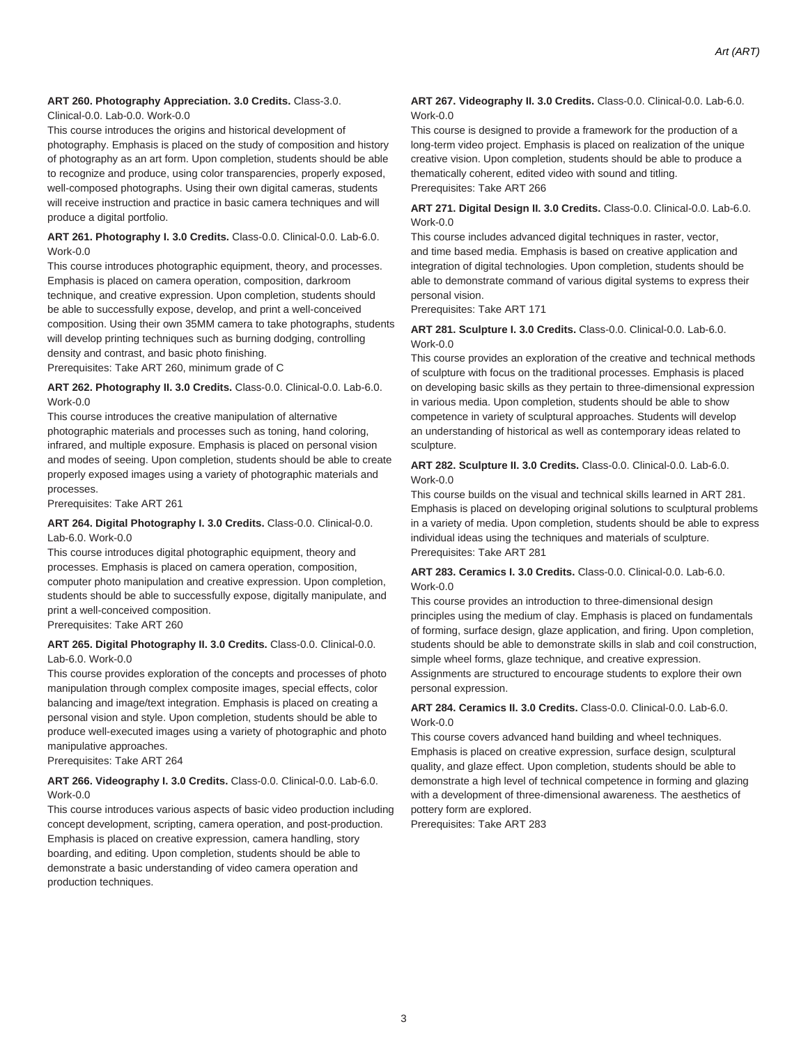**ART 260. Photography Appreciation. 3.0 Credits.** Class-3.0. Clinical-0.0. Lab-0.0. Work-0.0

This course introduces the origins and historical development of photography. Emphasis is placed on the study of composition and history of photography as an art form. Upon completion, students should be able to recognize and produce, using color transparencies, properly exposed, well-composed photographs. Using their own digital cameras, students will receive instruction and practice in basic camera techniques and will produce a digital portfolio.

**ART 261. Photography I. 3.0 Credits.** Class-0.0. Clinical-0.0. Lab-6.0. Work-0.0

This course introduces photographic equipment, theory, and processes. Emphasis is placed on camera operation, composition, darkroom technique, and creative expression. Upon completion, students should be able to successfully expose, develop, and print a well-conceived composition. Using their own 35MM camera to take photographs, students will develop printing techniques such as burning dodging, controlling density and contrast, and basic photo finishing.

Prerequisites: Take ART 260, minimum grade of C

**ART 262. Photography II. 3.0 Credits.** Class-0.0. Clinical-0.0. Lab-6.0. Work-0.0

This course introduces the creative manipulation of alternative photographic materials and processes such as toning, hand coloring, infrared, and multiple exposure. Emphasis is placed on personal vision and modes of seeing. Upon completion, students should be able to create properly exposed images using a variety of photographic materials and processes.

Prerequisites: Take ART 261

**ART 264. Digital Photography I. 3.0 Credits.** Class-0.0. Clinical-0.0. Lab-6.0. Work-0.0

This course introduces digital photographic equipment, theory and processes. Emphasis is placed on camera operation, composition, computer photo manipulation and creative expression. Upon completion, students should be able to successfully expose, digitally manipulate, and print a well-conceived composition.

Prerequisites: Take ART 260

**ART 265. Digital Photography II. 3.0 Credits.** Class-0.0. Clinical-0.0. Lab-6.0. Work-0.0

This course provides exploration of the concepts and processes of photo manipulation through complex composite images, special effects, color balancing and image/text integration. Emphasis is placed on creating a personal vision and style. Upon completion, students should be able to produce well-executed images using a variety of photographic and photo manipulative approaches.

Prerequisites: Take ART 264

**ART 266. Videography I. 3.0 Credits.** Class-0.0. Clinical-0.0. Lab-6.0. Work-0.0

This course introduces various aspects of basic video production including concept development, scripting, camera operation, and post-production. Emphasis is placed on creative expression, camera handling, story boarding, and editing. Upon completion, students should be able to demonstrate a basic understanding of video camera operation and production techniques.

**ART 267. Videography II. 3.0 Credits.** Class-0.0. Clinical-0.0. Lab-6.0. Work-0.0

This course is designed to provide a framework for the production of a long-term video project. Emphasis is placed on realization of the unique creative vision. Upon completion, students should be able to produce a thematically coherent, edited video with sound and titling.

Prerequisites: Take ART 266

**ART 271. Digital Design II. 3.0 Credits.** Class-0.0. Clinical-0.0. Lab-6.0. Work-0.0

This course includes advanced digital techniques in raster, vector, and time based media. Emphasis is based on creative application and integration of digital technologies. Upon completion, students should be able to demonstrate command of various digital systems to express their personal vision.

Prerequisites: Take ART 171

**ART 281. Sculpture I. 3.0 Credits.** Class-0.0. Clinical-0.0. Lab-6.0. Work-0.0

This course provides an exploration of the creative and technical methods of sculpture with focus on the traditional processes. Emphasis is placed on developing basic skills as they pertain to three-dimensional expression in various media. Upon completion, students should be able to show competence in variety of sculptural approaches. Students will develop an understanding of historical as well as contemporary ideas related to sculpture.

**ART 282. Sculpture II. 3.0 Credits.** Class-0.0. Clinical-0.0. Lab-6.0. Work-0.0

This course builds on the visual and technical skills learned in ART 281. Emphasis is placed on developing original solutions to sculptural problems in a variety of media. Upon completion, students should be able to express individual ideas using the techniques and materials of sculpture.

Prerequisites: Take ART 281

**ART 283. Ceramics I. 3.0 Credits.** Class-0.0. Clinical-0.0. Lab-6.0. Work-0.0

This course provides an introduction to three-dimensional design principles using the medium of clay. Emphasis is placed on fundamentals of forming, surface design, glaze application, and firing. Upon completion, students should be able to demonstrate skills in slab and coil construction, simple wheel forms, glaze technique, and creative expression. Assignments are structured to encourage students to explore their own personal expression.

**ART 284. Ceramics II. 3.0 Credits.** Class-0.0. Clinical-0.0. Lab-6.0. Work-0.0

This course covers advanced hand building and wheel techniques. Emphasis is placed on creative expression, surface design, sculptural quality, and glaze effect. Upon completion, students should be able to demonstrate a high level of technical competence in forming and glazing with a development of three-dimensional awareness. The aesthetics of pottery form are explored.

Prerequisites: Take ART 283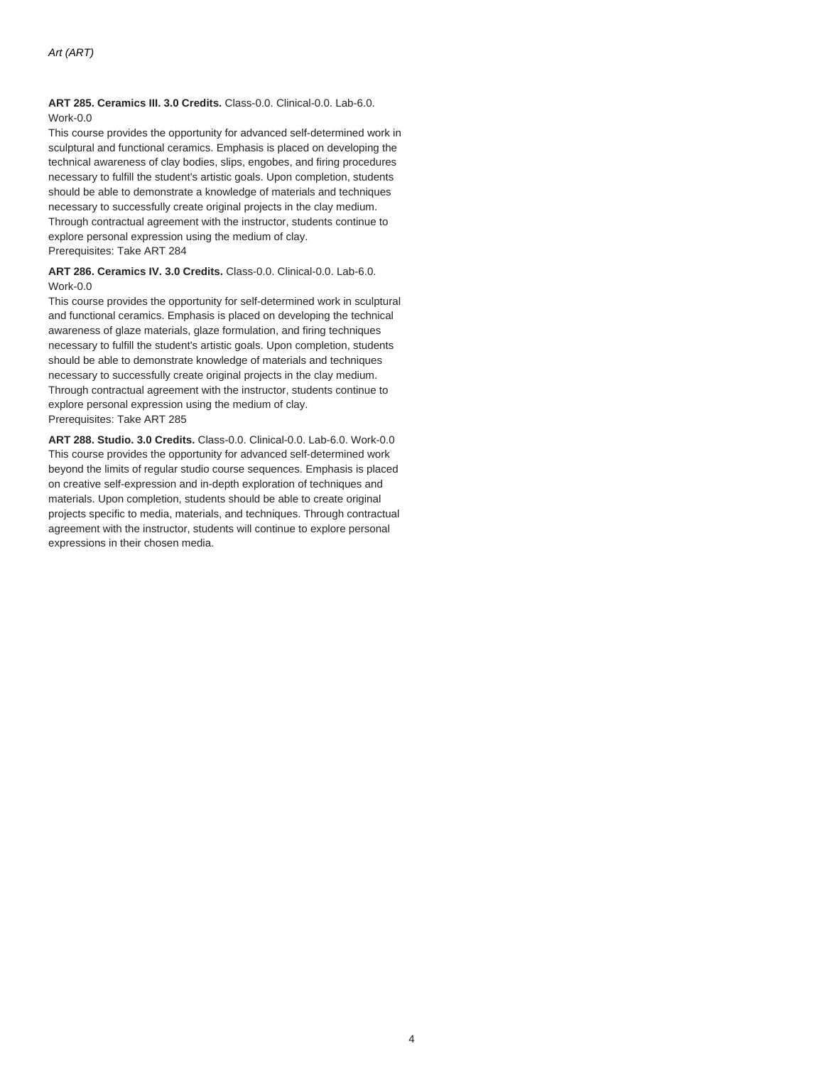**ART 285. Ceramics III. 3.0 Credits.** Class-0.0. Clinical-0.0. Lab-6.0. Work-0.0

This course provides the opportunity for advanced self-determined work in sculptural and functional ceramics. Emphasis is placed on developing the technical awareness of clay bodies, slips, engobes, and firing procedures necessary to fulfill the student's artistic goals. Upon completion, students should be able to demonstrate a knowledge of materials and techniques necessary to successfully create original projects in the clay medium. Through contractual agreement with the instructor, students continue to explore personal expression using the medium of clay.

Prerequisites: Take ART 284

**ART 286. Ceramics IV. 3.0 Credits.** Class-0.0. Clinical-0.0. Lab-6.0. Work-0.0

This course provides the opportunity for self-determined work in sculptural and functional ceramics. Emphasis is placed on developing the technical awareness of glaze materials, glaze formulation, and firing techniques necessary to fulfill the student's artistic goals. Upon completion, students should be able to demonstrate knowledge of materials and techniques necessary to successfully create original projects in the clay medium. Through contractual agreement with the instructor, students continue to explore personal expression using the medium of clay.

Prerequisites: Take ART 285

**ART 288. Studio. 3.0 Credits.** Class-0.0. Clinical-0.0. Lab-6.0. Work-0.0

This course provides the opportunity for advanced self-determined work beyond the limits of regular studio course sequences. Emphasis is placed on creative self-expression and in-depth exploration of techniques and materials. Upon completion, students should be able to create original projects specific to media, materials, and techniques. Through contractual agreement with the instructor, students will continue to explore personal expressions in their chosen media.